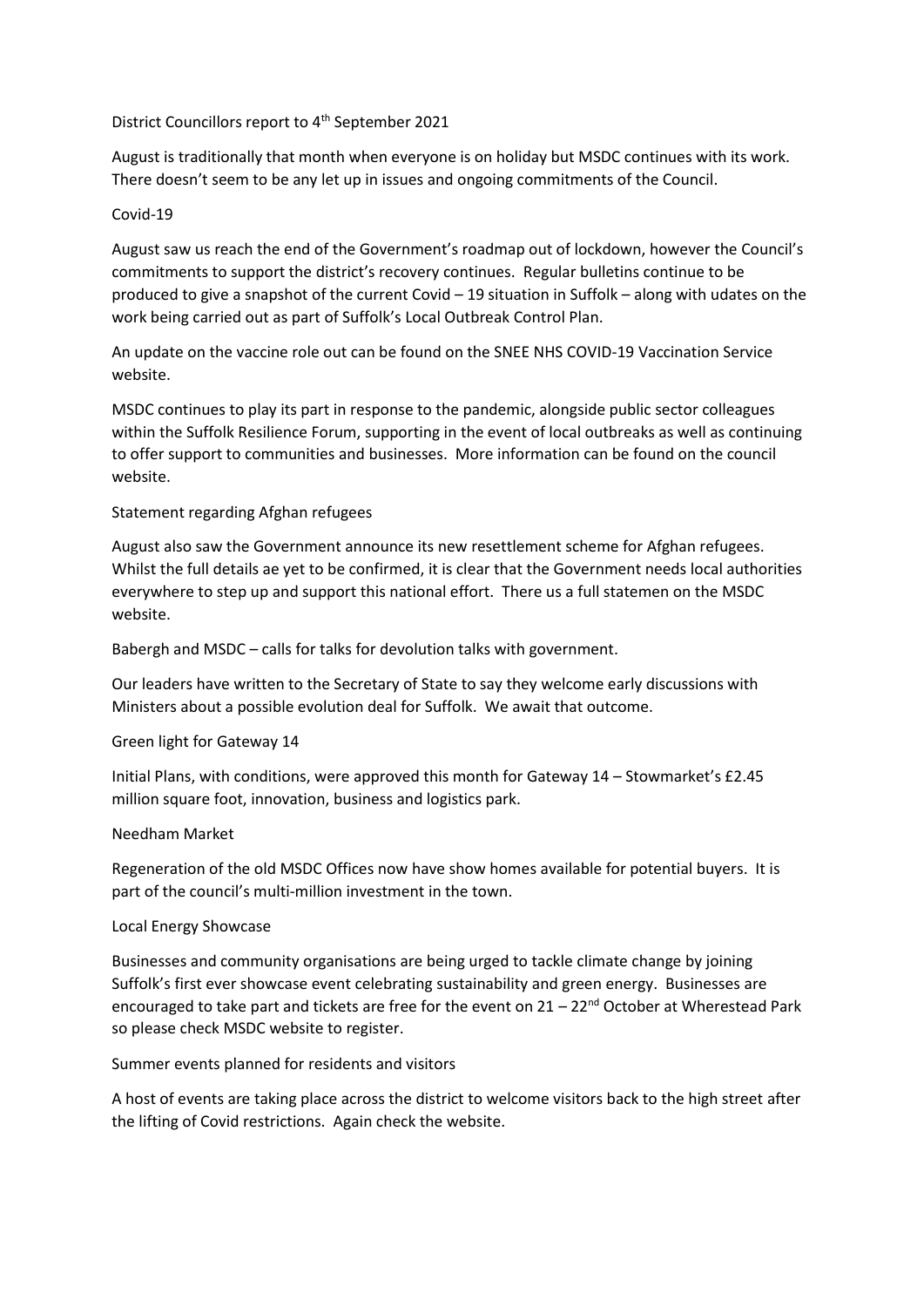District Councillors report to 4th September 2021

August is traditionally that month when everyone is on holiday but MSDC continues with its work. There doesn't seem to be any let up in issues and ongoing commitments of the Council.

## Covid-19

August saw us reach the end of the Government's roadmap out of lockdown, however the Council's commitments to support the district's recovery continues. Regular bulletins continue to be produced to give a snapshot of the current Covid – 19 situation in Suffolk – along with udates on the work being carried out as part of Suffolk's Local Outbreak Control Plan.

An update on the vaccine role out can be found on the SNEE NHS COVID-19 Vaccination Service website.

MSDC continues to play its part in response to the pandemic, alongside public sector colleagues within the Suffolk Resilience Forum, supporting in the event of local outbreaks as well as continuing to offer support to communities and businesses. More information can be found on the council website.

## Statement regarding Afghan refugees

August also saw the Government announce its new resettlement scheme for Afghan refugees. Whilst the full details ae yet to be confirmed, it is clear that the Government needs local authorities everywhere to step up and support this national effort. There us a full statemen on the MSDC website.

## Babergh and MSDC – calls for talks for devolution talks with government.

Our leaders have written to the Secretary of State to say they welcome early discussions with Ministers about a possible evolution deal for Suffolk. We await that outcome.

## Green light for Gateway 14

Initial Plans, with conditions, were approved this month for Gateway 14 – Stowmarket's £2.45 million square foot, innovation, business and logistics park.

## Needham Market

Regeneration of the old MSDC Offices now have show homes available for potential buyers. It is part of the council's multi-million investment in the town.

## Local Energy Showcase

Businesses and community organisations are being urged to tackle climate change by joining Suffolk's first ever showcase event celebrating sustainability and green energy. Businesses are encouraged to take part and tickets are free for the event on 21 – 22nd October at Wherestead Park so please check MSDC website to register.

## Summer events planned for residents and visitors

A host of events are taking place across the district to welcome visitors back to the high street after the lifting of Covid restrictions. Again check the website.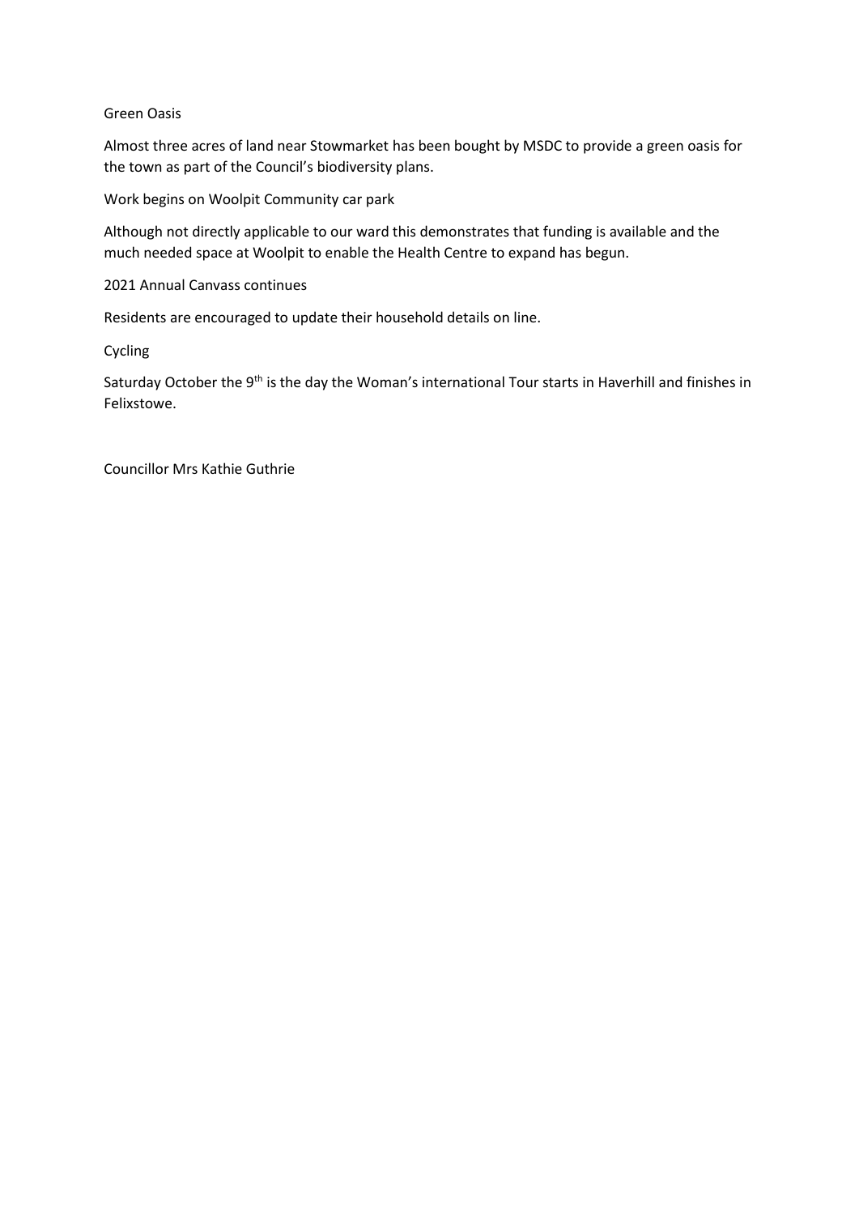Green Oasis

Almost three acres of land near Stowmarket has been bought by MSDC to provide a green oasis for the town as part of the Council's biodiversity plans.

Work begins on Woolpit Community car park

Although not directly applicable to our ward this demonstrates that funding is available and the much needed space at Woolpit to enable the Health Centre to expand has begun.

2021 Annual Canvass continues

Residents are encouraged to update their household details on line.

Cycling

Saturday October the 9th is the day the Woman's international Tour starts in Haverhill and finishes in Felixstowe.

Councillor Mrs Kathie Guthrie